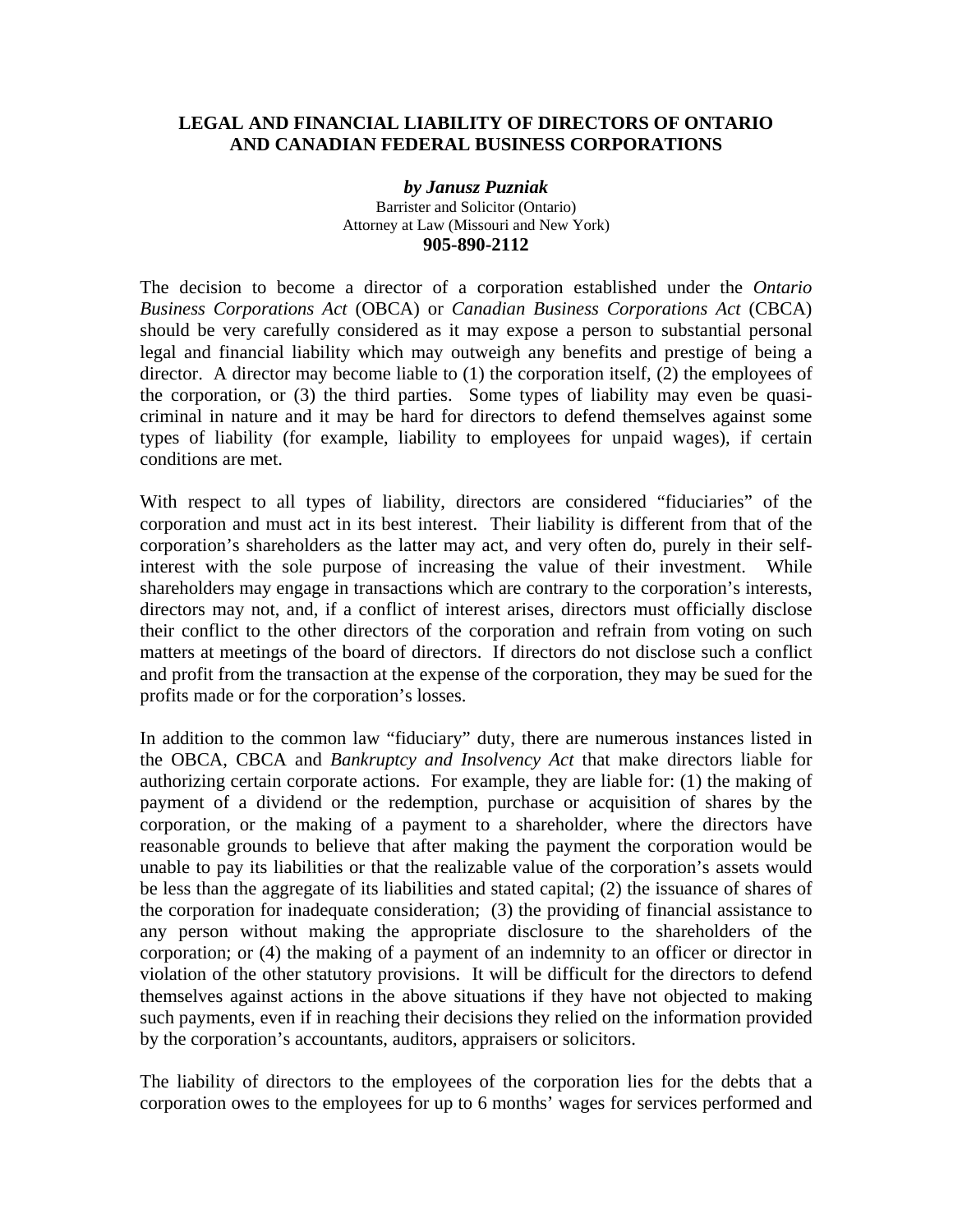# LEGAL AND FINANCIAL LIABILITY OF DIRECTORS OF ONTARIO AND CANADIAN FEDERAL BUSINESS CORPORATIONS

***by Janusz Puzniak***
Barrister and Solicitor (Ontario)
Attorney at Law (Missouri and New York)
**905-890-2112**

The decision to become a director of a corporation established under the *Ontario Business Corporations Act* (OBCA) or *Canadian Business Corporations Act* (CBCA) should be very carefully considered as it may expose a person to substantial personal legal and financial liability which may outweigh any benefits and prestige of being a director. A director may become liable to (1) the corporation itself, (2) the employees of the corporation, or (3) the third parties. Some types of liability may even be quasi-criminal in nature and it may be hard for directors to defend themselves against some types of liability (for example, liability to employees for unpaid wages), if certain conditions are met.

With respect to all types of liability, directors are considered "fiduciaries" of the corporation and must act in its best interest. Their liability is different from that of the corporation's shareholders as the latter may act, and very often do, purely in their self-interest with the sole purpose of increasing the value of their investment. While shareholders may engage in transactions which are contrary to the corporation's interests, directors may not, and, if a conflict of interest arises, directors must officially disclose their conflict to the other directors of the corporation and refrain from voting on such matters at meetings of the board of directors. If directors do not disclose such a conflict and profit from the transaction at the expense of the corporation, they may be sued for the profits made or for the corporation's losses.

In addition to the common law "fiduciary" duty, there are numerous instances listed in the OBCA, CBCA and *Bankruptcy and Insolvency Act* that make directors liable for authorizing certain corporate actions. For example, they are liable for: (1) the making of payment of a dividend or the redemption, purchase or acquisition of shares by the corporation, or the making of a payment to a shareholder, where the directors have reasonable grounds to believe that after making the payment the corporation would be unable to pay its liabilities or that the realizable value of the corporation's assets would be less than the aggregate of its liabilities and stated capital; (2) the issuance of shares of the corporation for inadequate consideration; (3) the providing of financial assistance to any person without making the appropriate disclosure to the shareholders of the corporation; or (4) the making of a payment of an indemnity to an officer or director in violation of the other statutory provisions. It will be difficult for the directors to defend themselves against actions in the above situations if they have not objected to making such payments, even if in reaching their decisions they relied on the information provided by the corporation's accountants, auditors, appraisers or solicitors.

The liability of directors to the employees of the corporation lies for the debts that a corporation owes to the employees for up to 6 months' wages for services performed and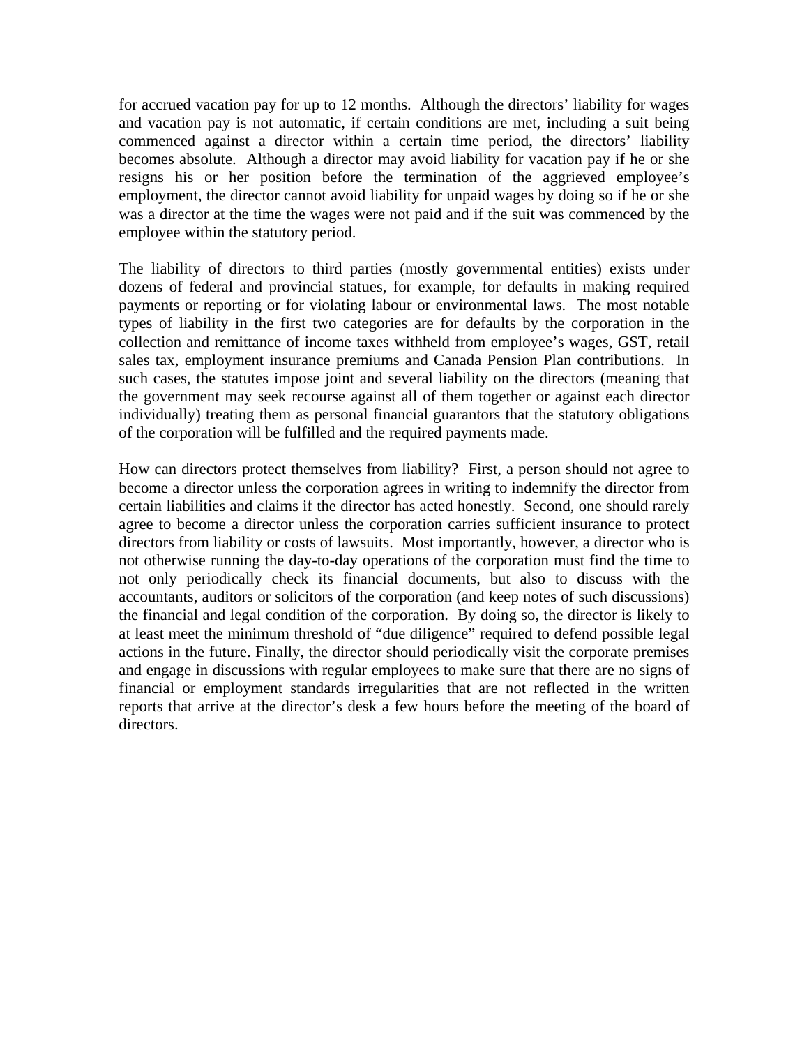for accrued vacation pay for up to 12 months. Although the directors' liability for wages and vacation pay is not automatic, if certain conditions are met, including a suit being commenced against a director within a certain time period, the directors' liability becomes absolute. Although a director may avoid liability for vacation pay if he or she resigns his or her position before the termination of the aggrieved employee's employment, the director cannot avoid liability for unpaid wages by doing so if he or she was a director at the time the wages were not paid and if the suit was commenced by the employee within the statutory period.

The liability of directors to third parties (mostly governmental entities) exists under dozens of federal and provincial statues, for example, for defaults in making required payments or reporting or for violating labour or environmental laws. The most notable types of liability in the first two categories are for defaults by the corporation in the collection and remittance of income taxes withheld from employee's wages, GST, retail sales tax, employment insurance premiums and Canada Pension Plan contributions. In such cases, the statutes impose joint and several liability on the directors (meaning that the government may seek recourse against all of them together or against each director individually) treating them as personal financial guarantors that the statutory obligations of the corporation will be fulfilled and the required payments made.

How can directors protect themselves from liability? First, a person should not agree to become a director unless the corporation agrees in writing to indemnify the director from certain liabilities and claims if the director has acted honestly. Second, one should rarely agree to become a director unless the corporation carries sufficient insurance to protect directors from liability or costs of lawsuits. Most importantly, however, a director who is not otherwise running the day-to-day operations of the corporation must find the time to not only periodically check its financial documents, but also to discuss with the accountants, auditors or solicitors of the corporation (and keep notes of such discussions) the financial and legal condition of the corporation. By doing so, the director is likely to at least meet the minimum threshold of "due diligence" required to defend possible legal actions in the future. Finally, the director should periodically visit the corporate premises and engage in discussions with regular employees to make sure that there are no signs of financial or employment standards irregularities that are not reflected in the written reports that arrive at the director's desk a few hours before the meeting of the board of directors.